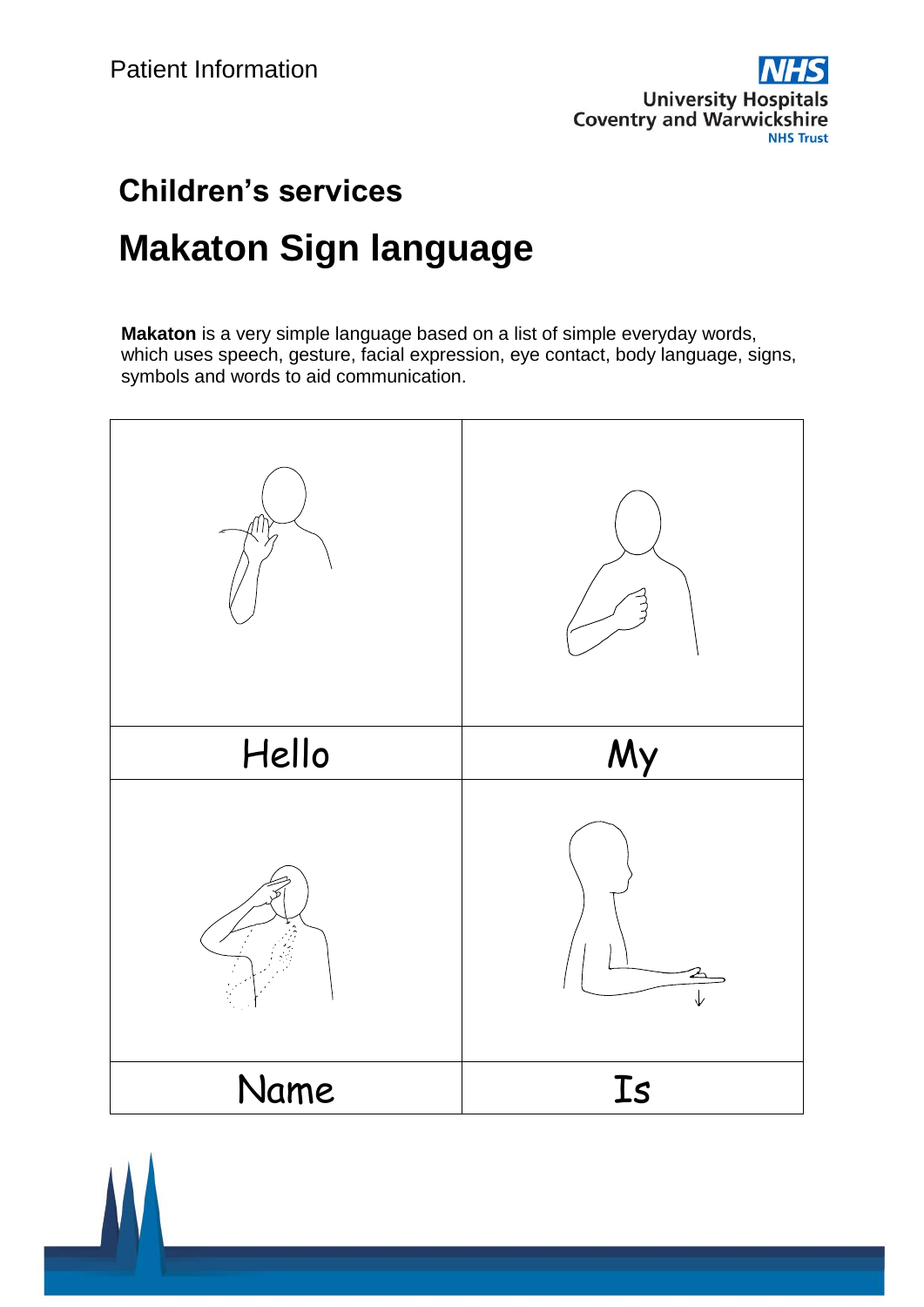Patient Information

University Hospitals Coventry and Warwickshire NHS Trust

## Children's services

# Makaton Sign language

**Makaton** is a very simple language based on a list of simple everyday words, which uses speech, gesture, facial expression, eye contact, body language, signs, symbols and words to aid communication.

| | |
|---|---|
| Hello | My |
| Name | Is |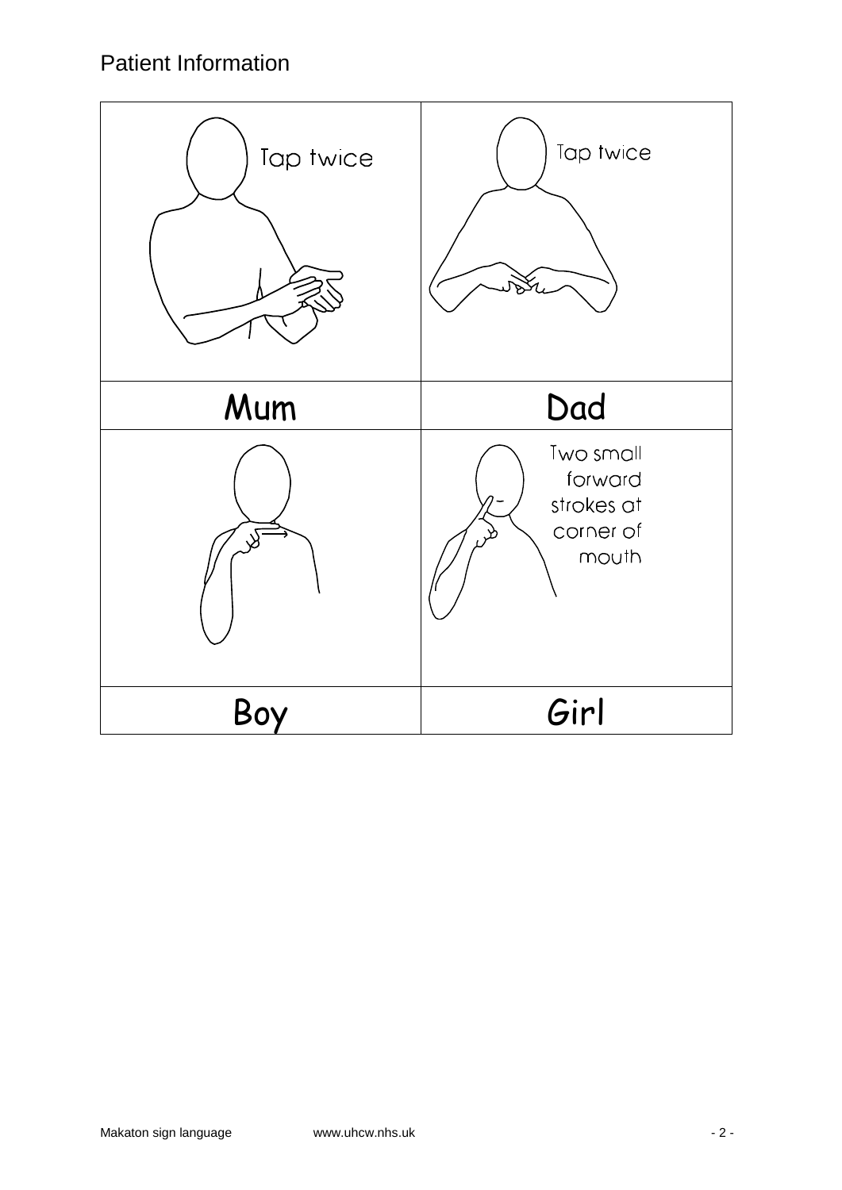| Tap twice | Tap twice |
| --- | --- |
| Mum | Dad |
| | Two small forward strokes at corner of mouth |
| Boy | Girl |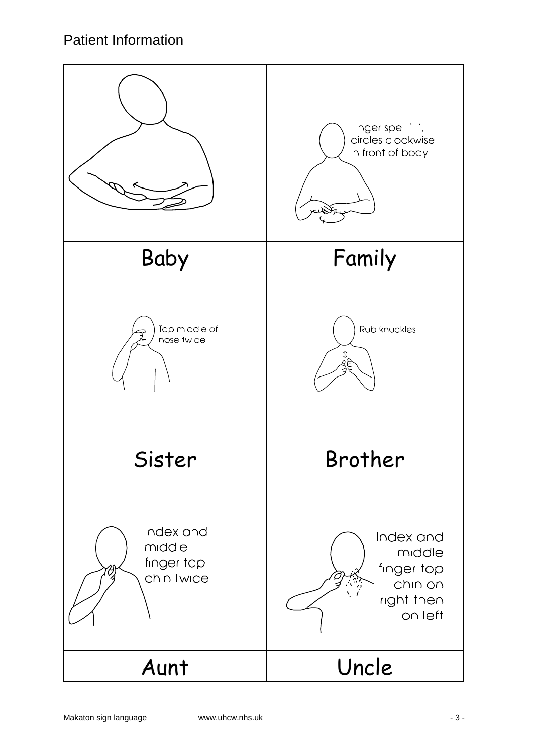| Baby | Family |
| --- | --- |
| | Finger spell 'F', circles clockwise in front of body |
| **Sister** | **Brother** |
| Tap middle of nose twice | Rub knuckles |
| **Aunt** | **Uncle** |
| Index and middle finger tap chin twice | Index and middle finger tap chin on right then on left |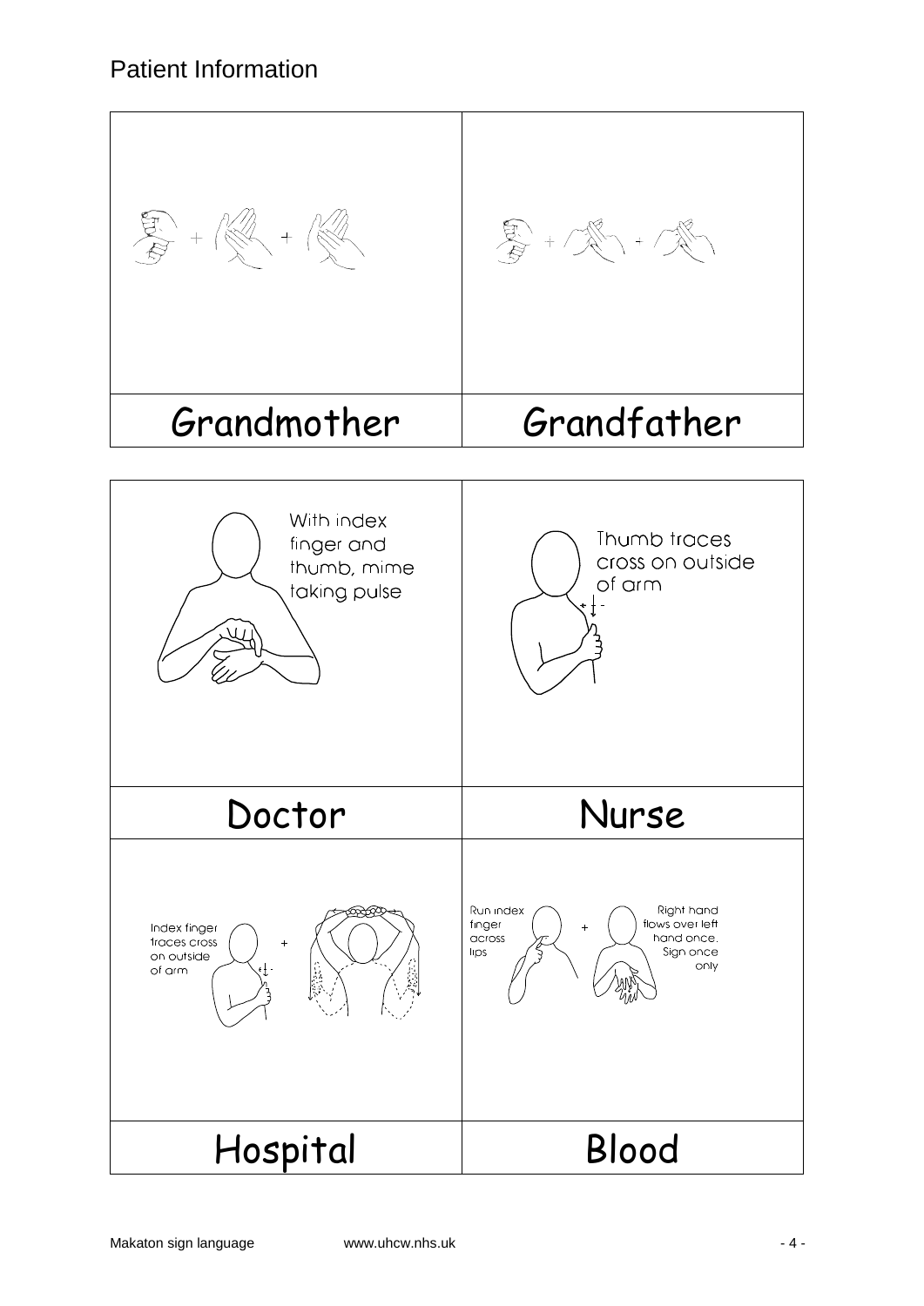| Grandmother | Grandfather |
| --- | --- |
| With index finger and thumb, mime taking pulse | Thumb traces cross on outside of arm |
| **Doctor** | **Nurse** |
| Index finger traces cross on outside of arm | Run index finger across lips + Right hand flows over left hand once. Sign once only |
| **Hospital** | **Blood** |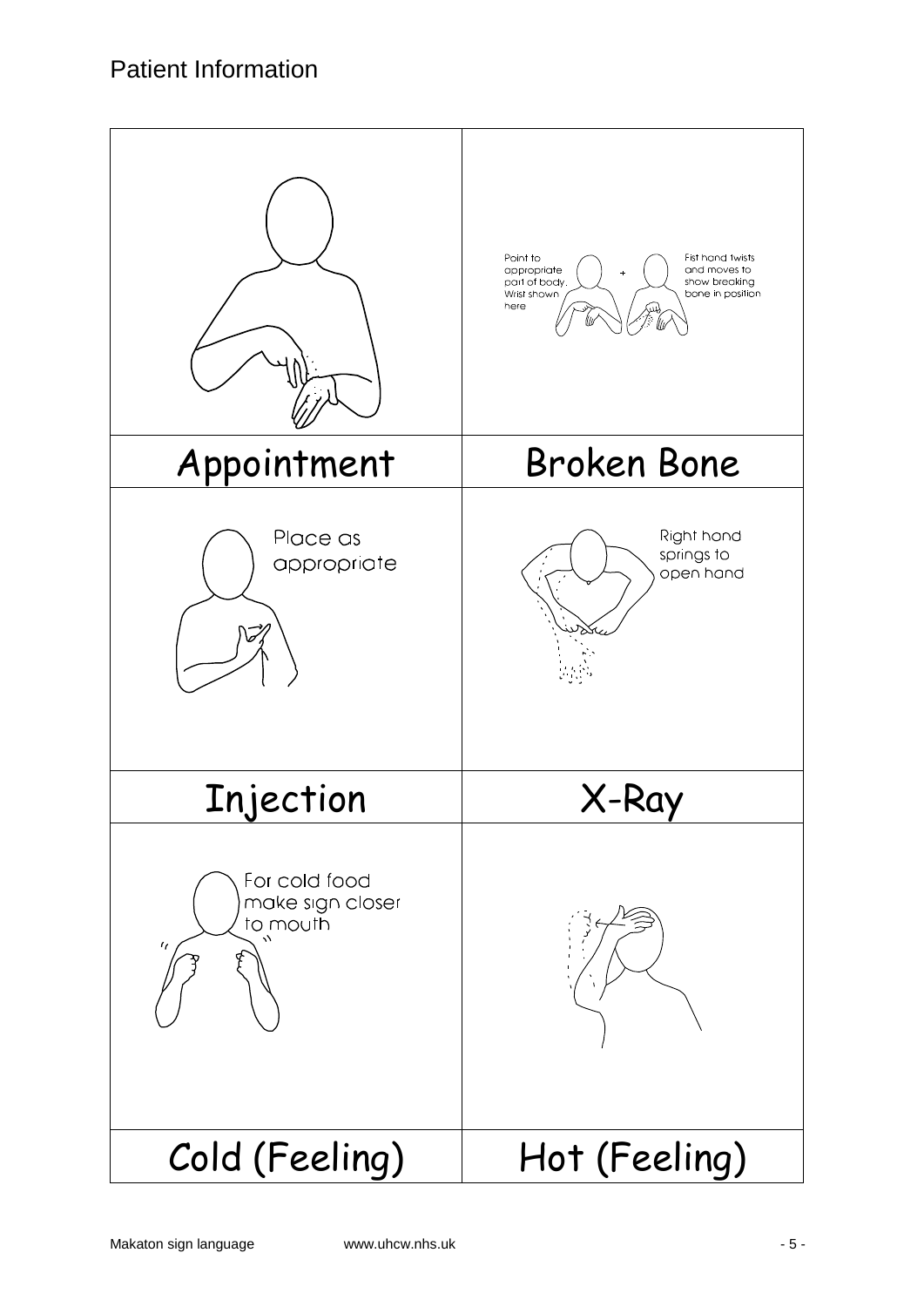| | |
|---|---|
| | Point to appropriate part of body. Wrist shown here + Fist hand twists and moves to show breaking bone in position |
| Appointment | Broken Bone |
| Place as appropriate | Right hand springs to open hand |
| Injection | X-Ray |
| For cold food make sign closer to mouth | |
| Cold (Feeling) | Hot (Feeling) |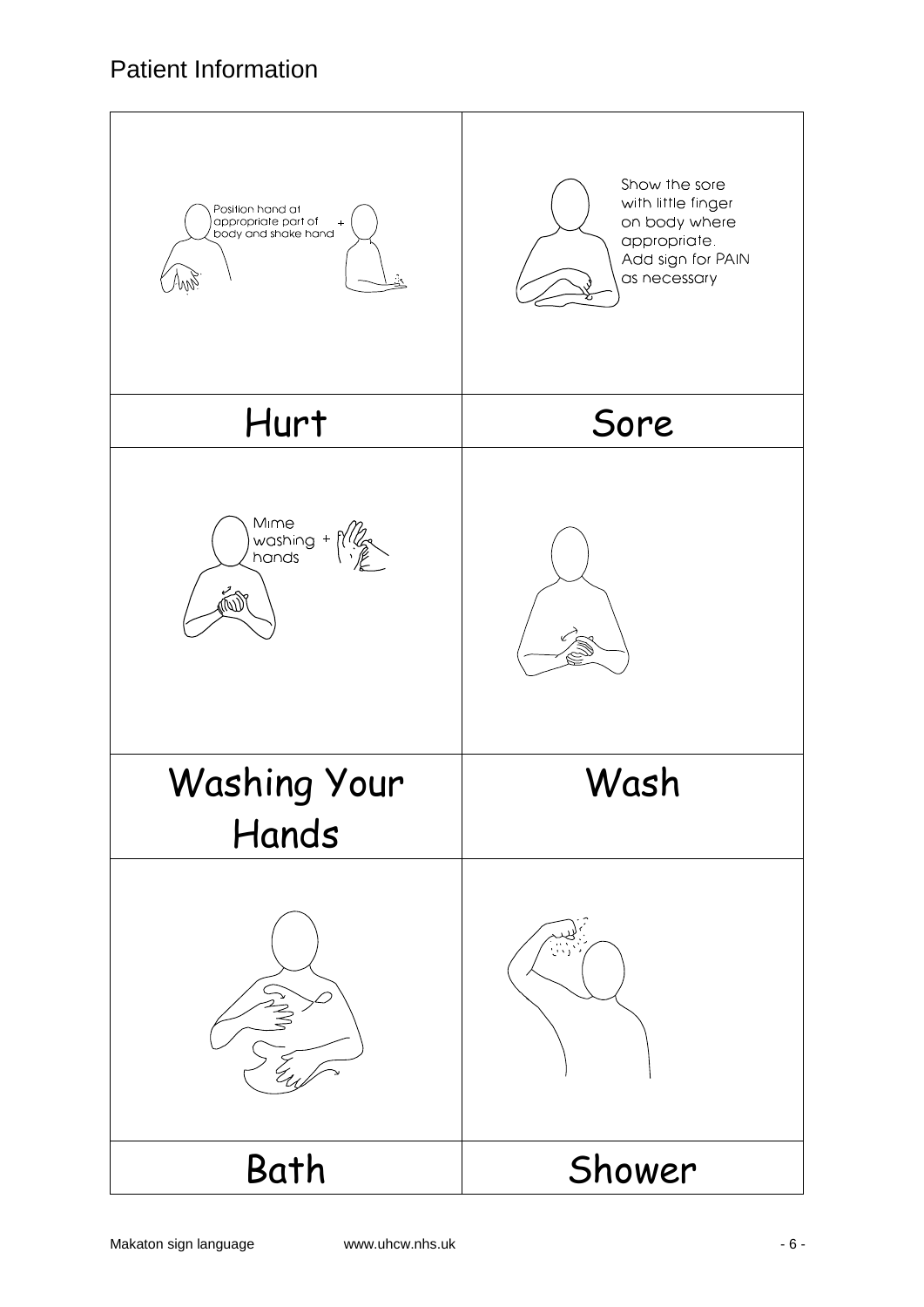| Position hand at appropriate part of body and shake hand + | Show the sore with little finger on body where appropriate. Add sign for PAIN as necessary |
|---|---|
| Hurt | Sore |
| Mime washing hands + | |
| Washing Your Hands | Wash |
| | |
| Bath | Shower |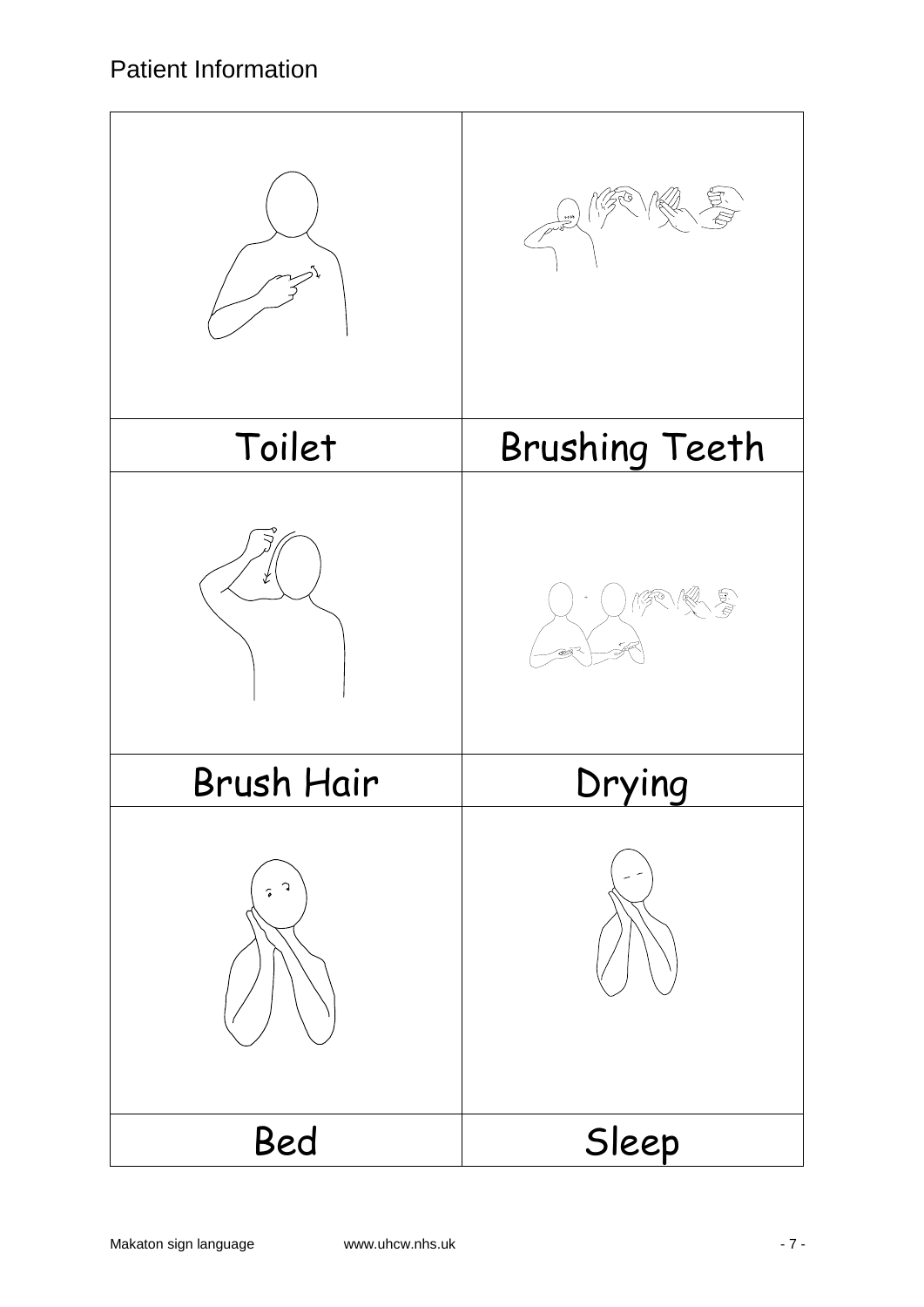| | |
|---|---|
| Toilet | Brushing Teeth |
| Brush Hair | Drying |
| Bed | Sleep |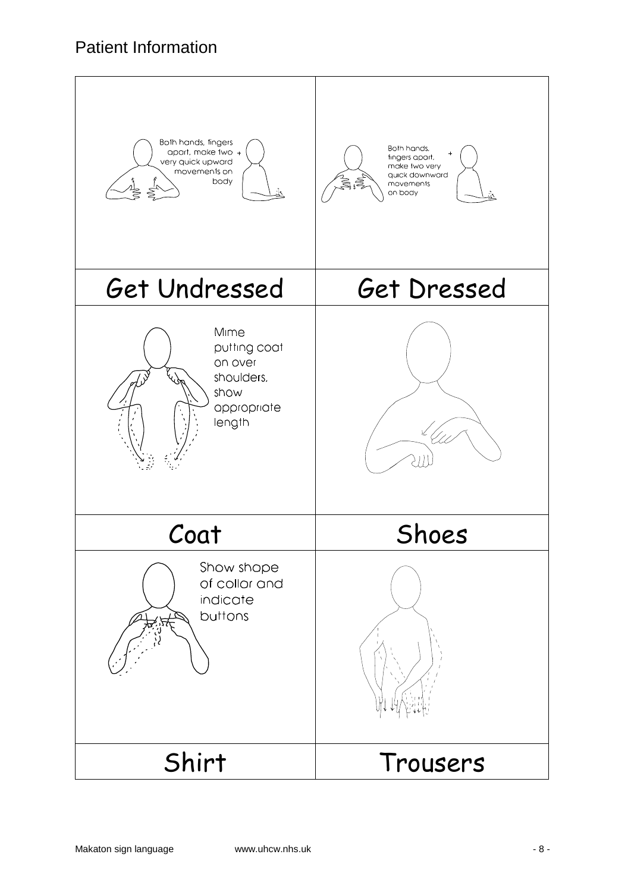| Both hands, fingers apart, make two very quick upward movements on body + | Both hands, fingers apart, make two very quick downward movements on body + |
|---|---|
| Get Undressed | Get Dressed |
| Mime putting coat on over shoulders, show appropriate length | |
| Coat | Shoes |
| Show shape of collar and indicate buttons | |
| Shirt | Trousers |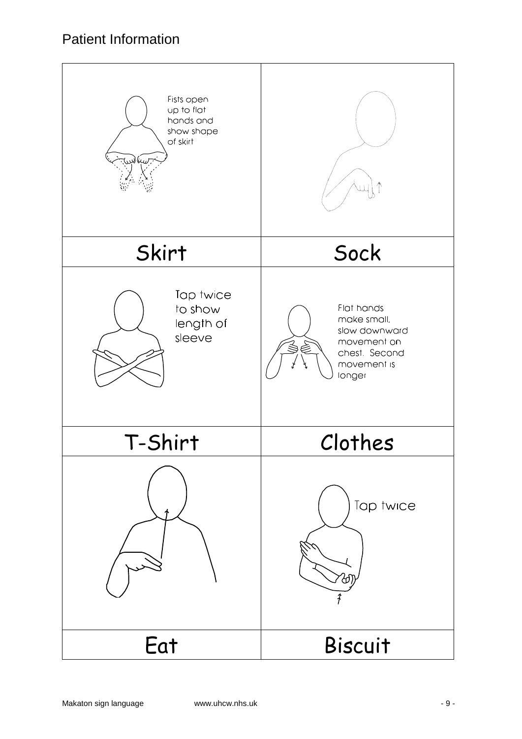| Fists open up to flat hands and show shape of skirt | |
| --- | --- |
| Skirt | Sock |
| Tap twice to show length of sleeve | Flat hands make small, slow downward movement on chest. Second movement is longer |
| T-Shirt | Clothes |
| | Tap twice |
| Eat | Biscuit |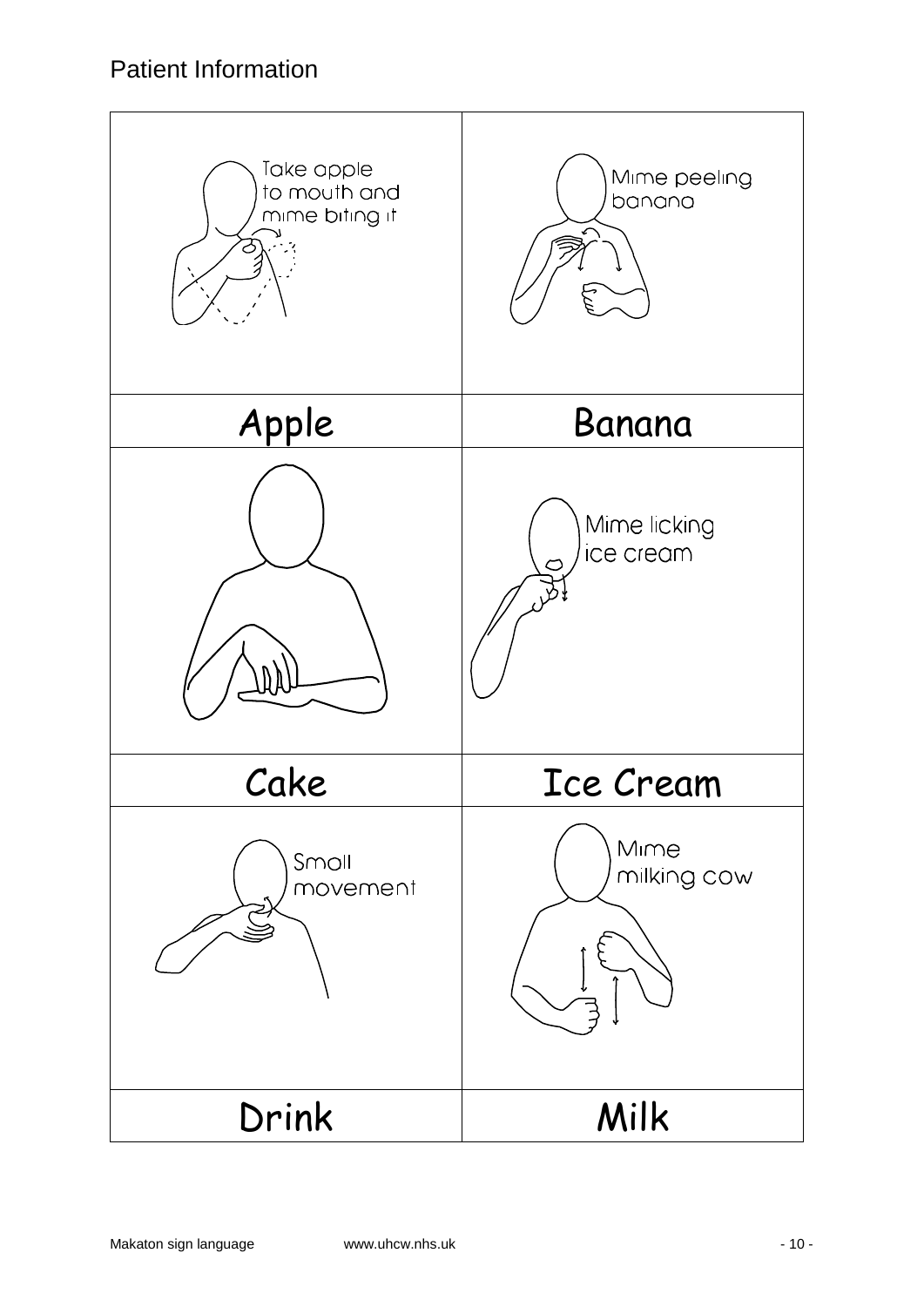| Take apple to mouth and mime biting it | Mime peeling banana |
| --- | --- |
| Apple | Banana |
| | Mime licking ice cream |
| Cake | Ice Cream |
| Small movement | Mime milking cow |
| Drink | Milk |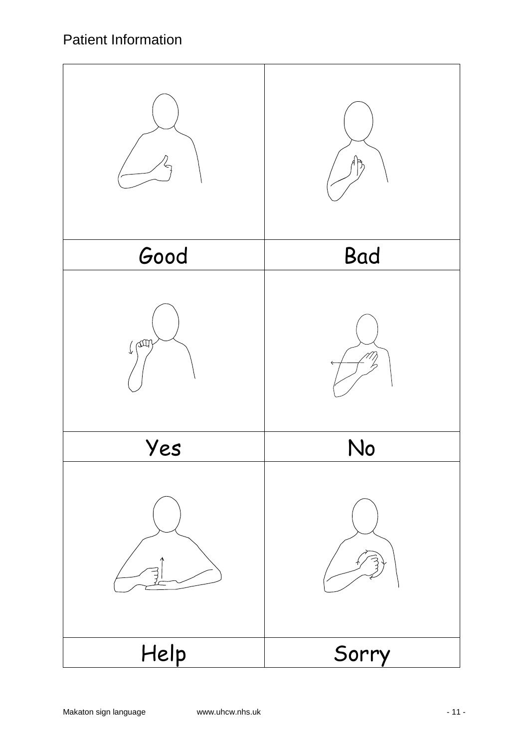| Good | Bad |
| --- | --- |
| Yes | No |
| Help | Sorry |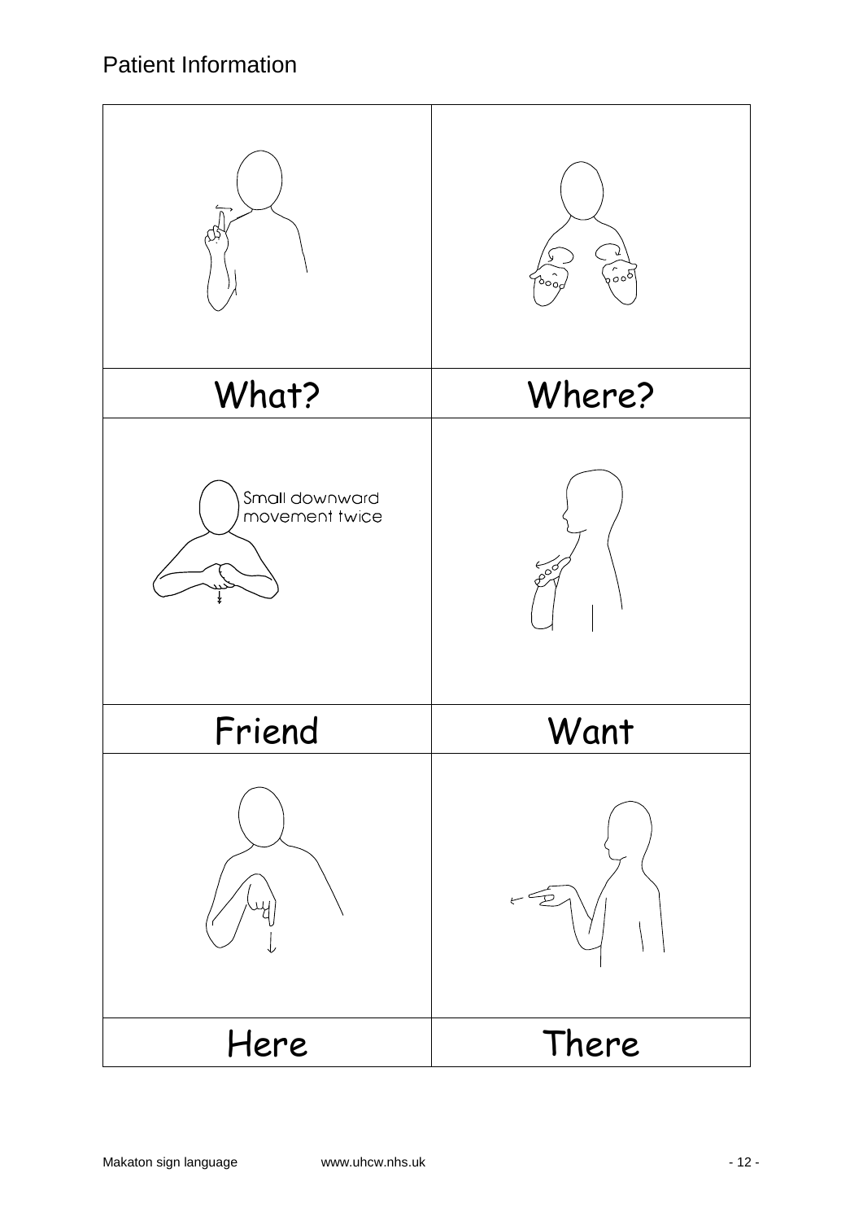| What? | Where? |
| --- | --- |
| Small downward movement twice | |
| Friend | Want |
| Here | There |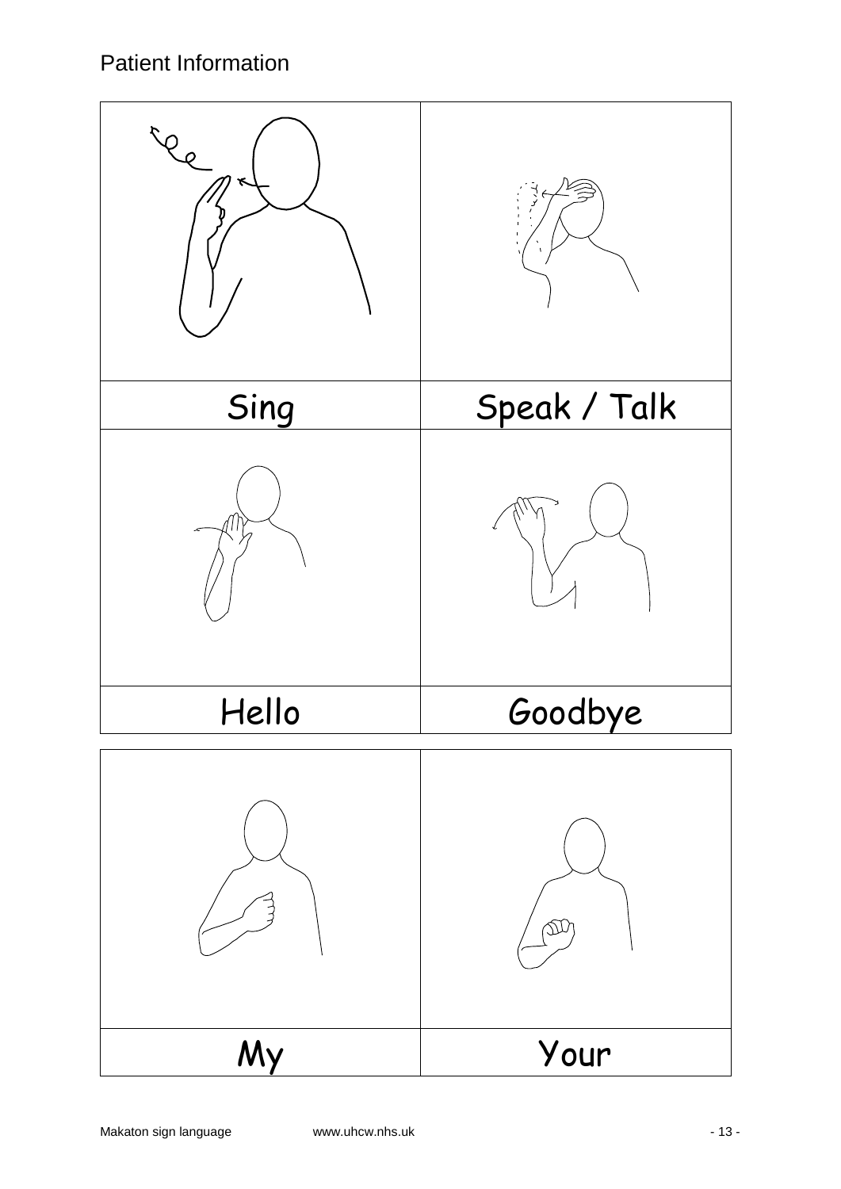| Sing | Speak / Talk |
| --- | --- |
| Hello | Goodbye |

| My | Your |
| --- | --- |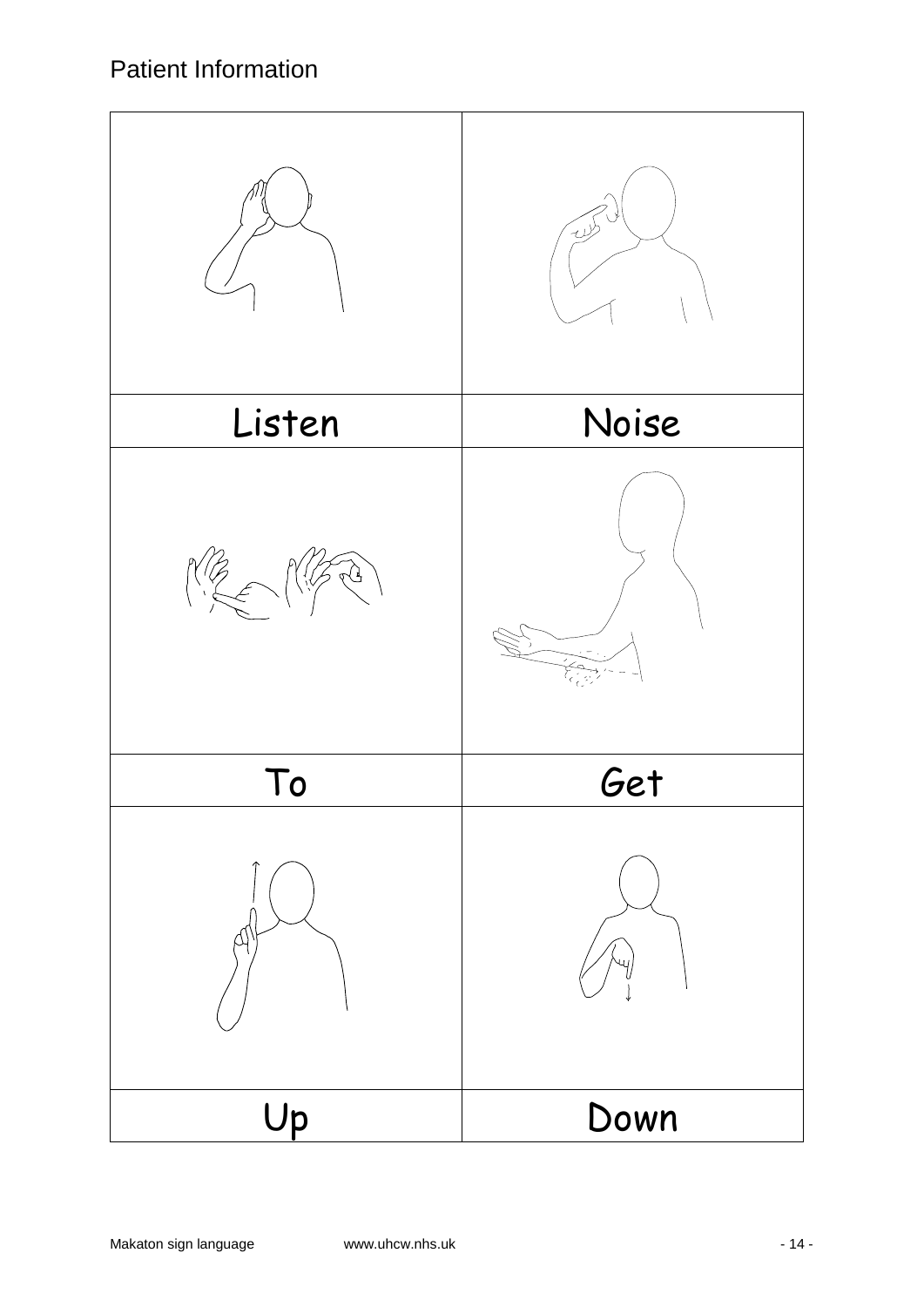| | |
|---|---|
| Listen | Noise |
| To | Get |
| Up | Down |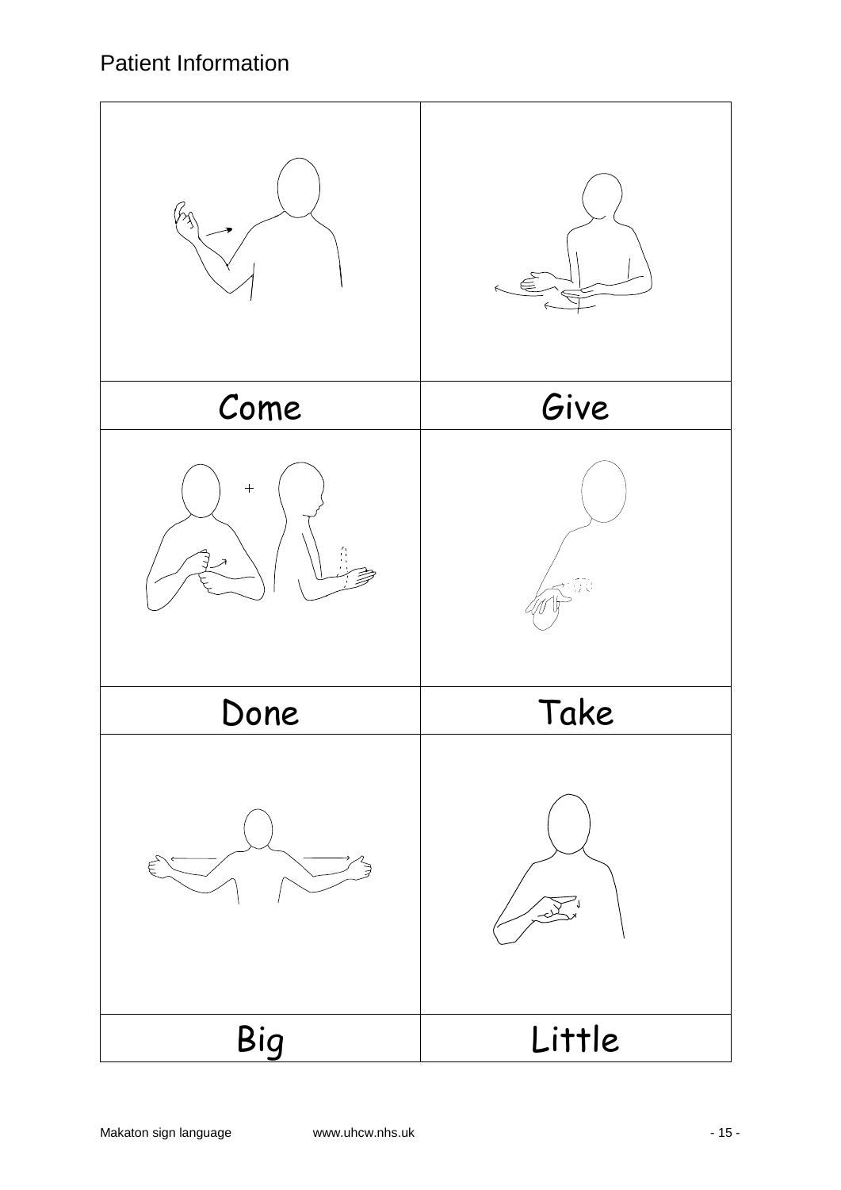| Come | Give |
| --- | --- |
| **Done** | **Take** |
| **Big** | **Little** |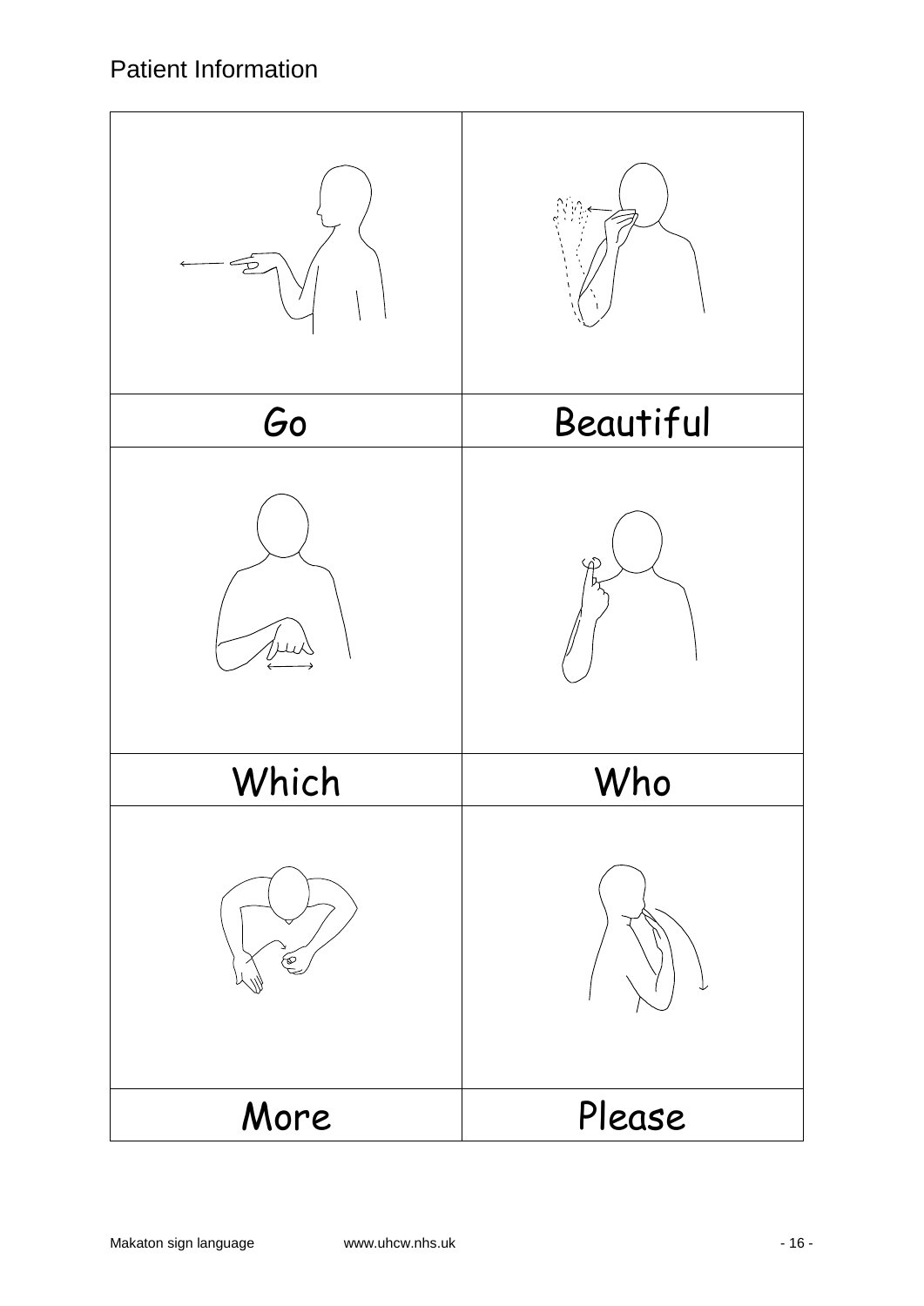| Go | Beautiful |
| --- | --- |
| Which | Who |
| More | Please |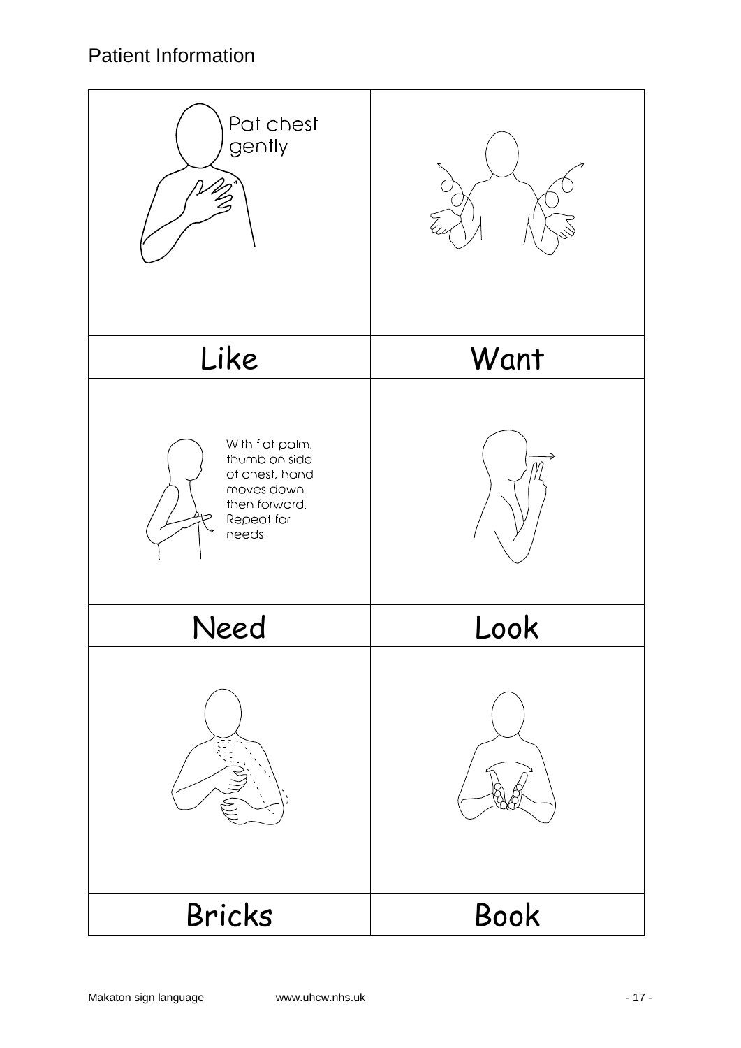| Pat chest gently | |
| --- | --- |
| Like | Want |
| With flat palm, thumb on side of chest, hand moves down then forward. Repeat for needs | |
| Need | Look |
| | |
| Bricks | Book |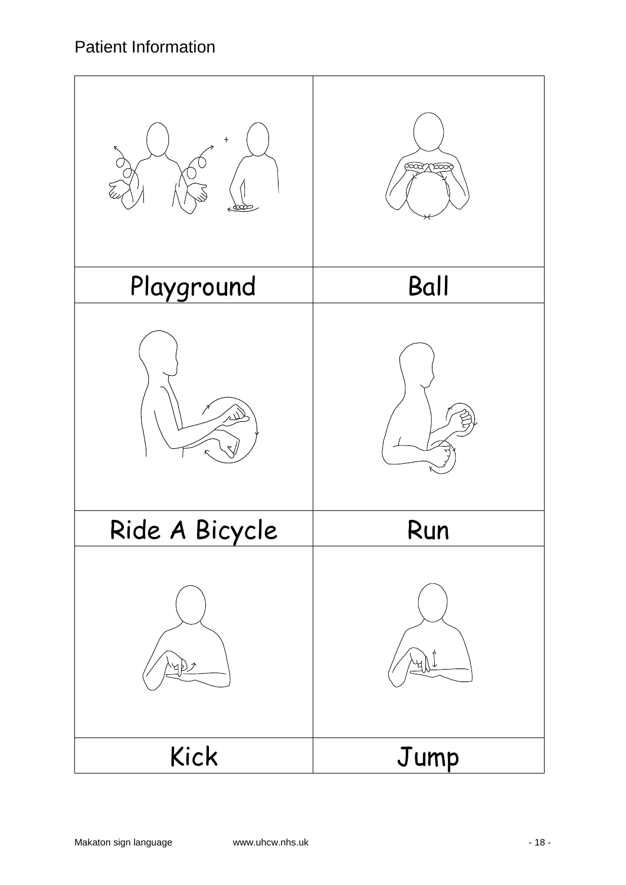| Playground | Ball |
| --- | --- |
| Ride A Bicycle | Run |
| Kick | Jump |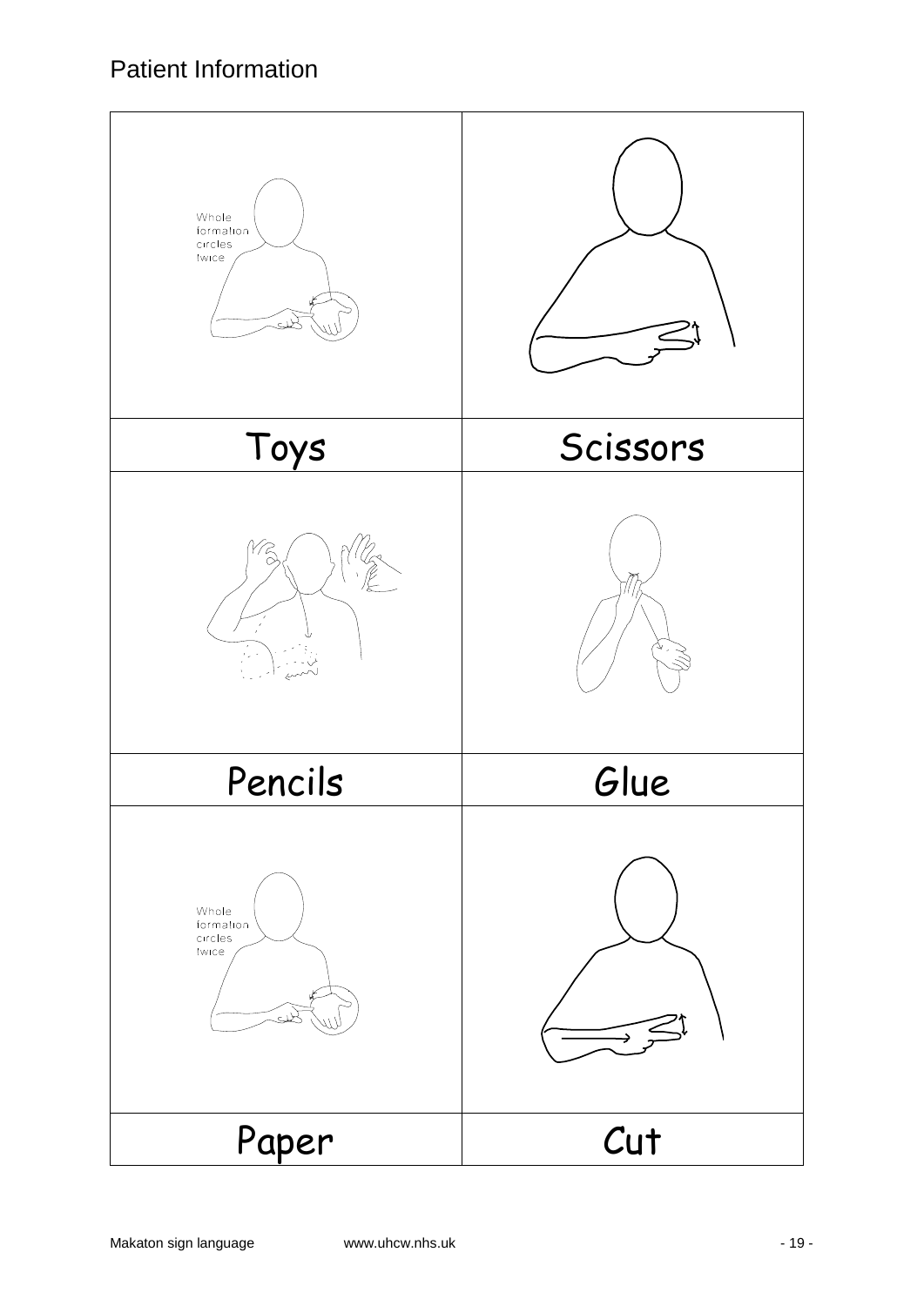| | |
|---|---|
| Whole formation circles twice | |
| Toys | Scissors |
| | |
| Pencils | Glue |
| Whole formation circles twice | |
| Paper | Cut |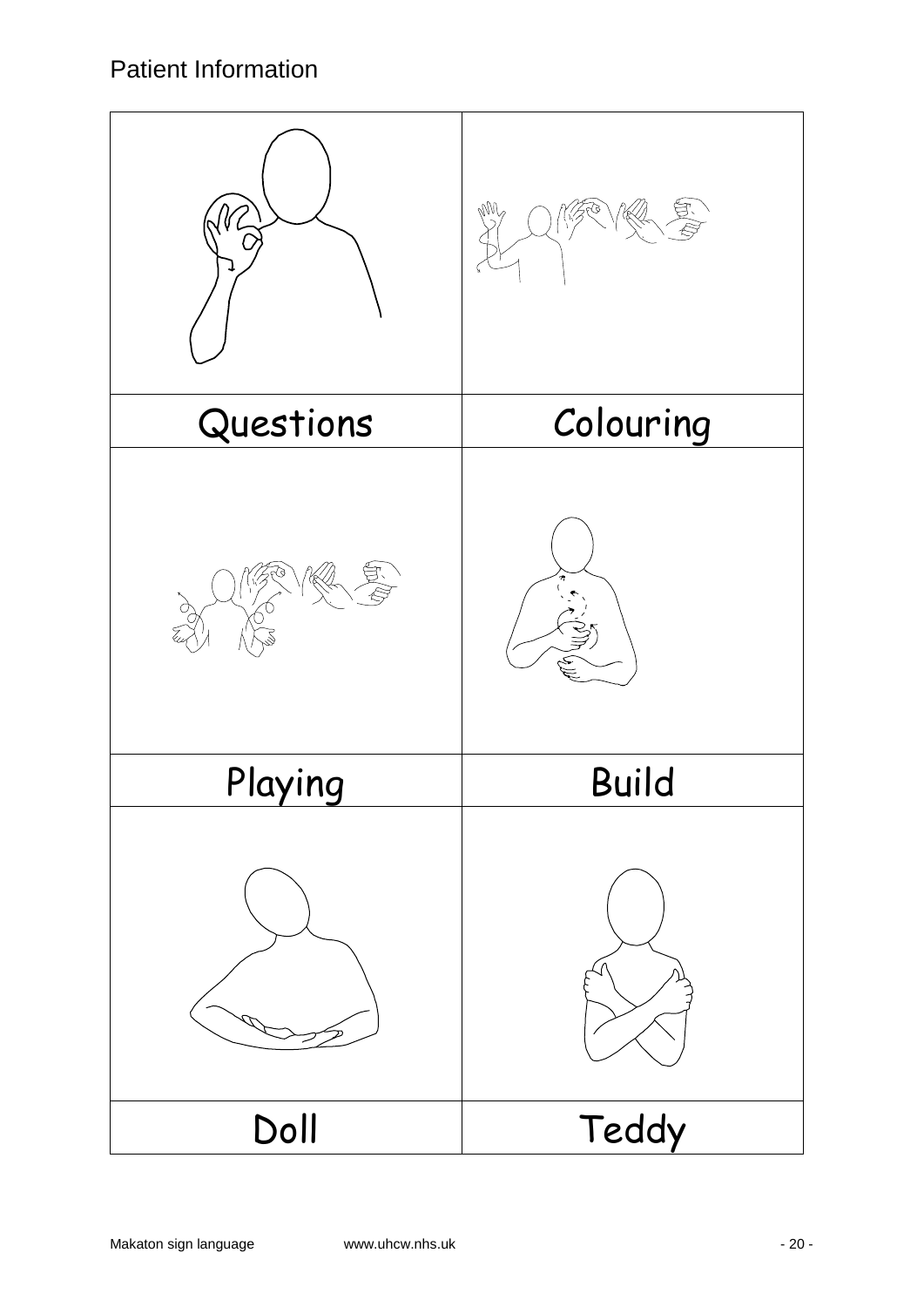| | |
|---|---|
| Questions | Colouring |
| Playing | Build |
| Doll | Teddy |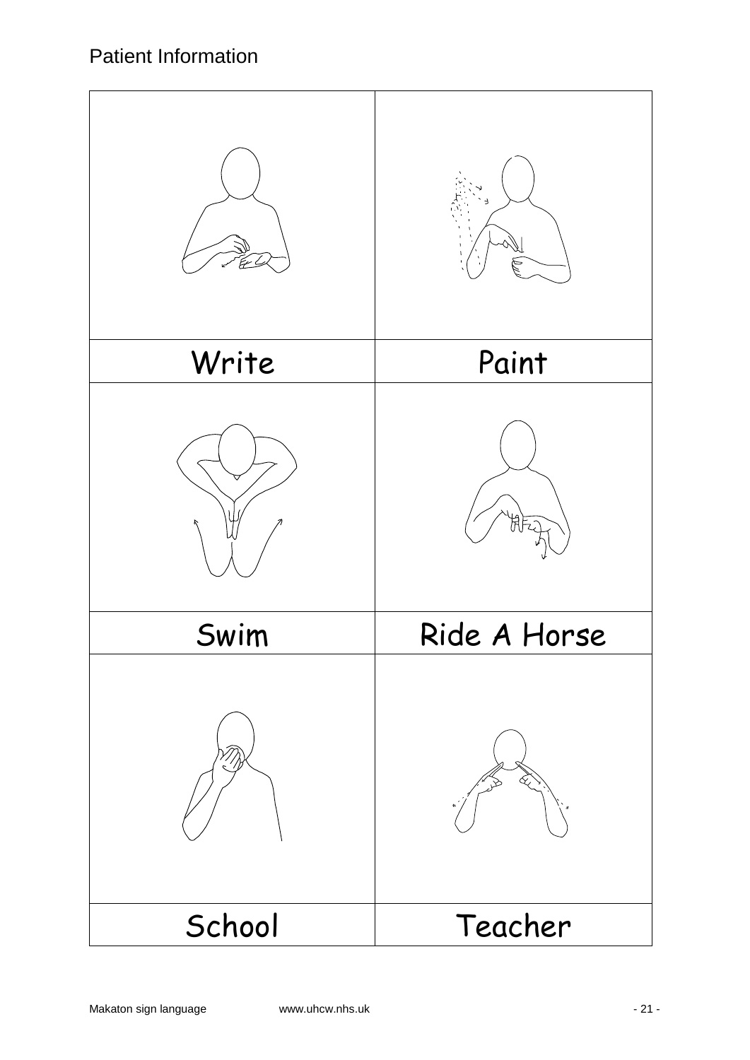| Write | Paint |
| --- | --- |
| Swim | Ride A Horse |
| School | Teacher |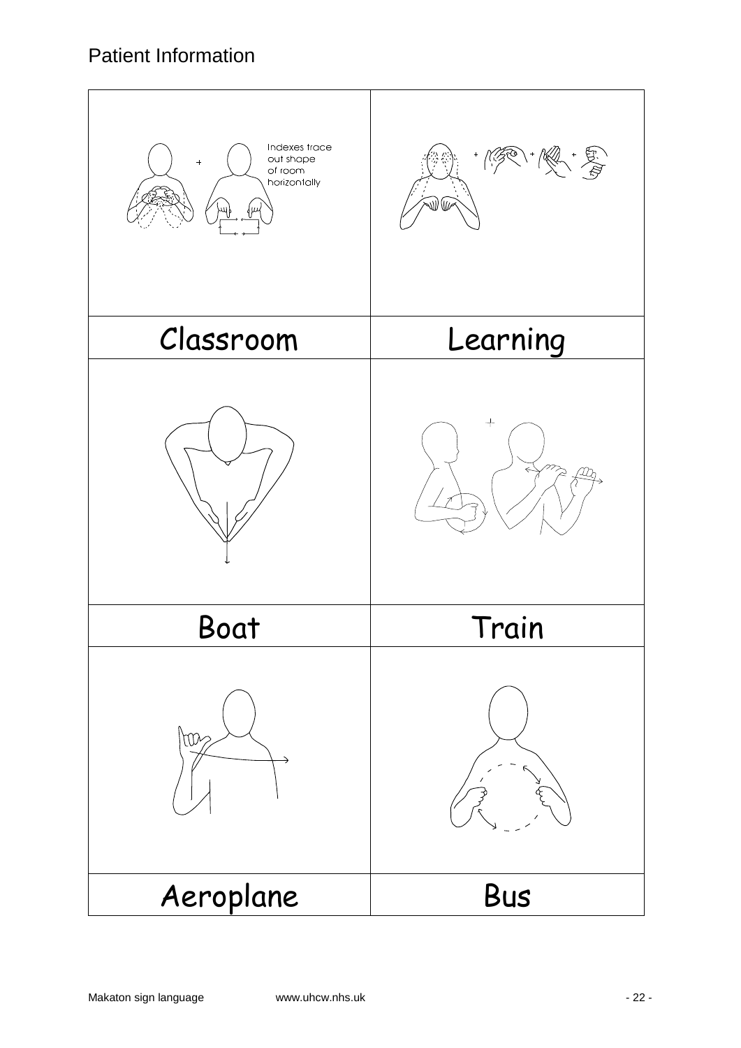| | |
|---|---|
| Indexes trace out shape of room horizontally | |
| Classroom | Learning |
| | |
| Boat | Train |
| | |
| Aeroplane | Bus |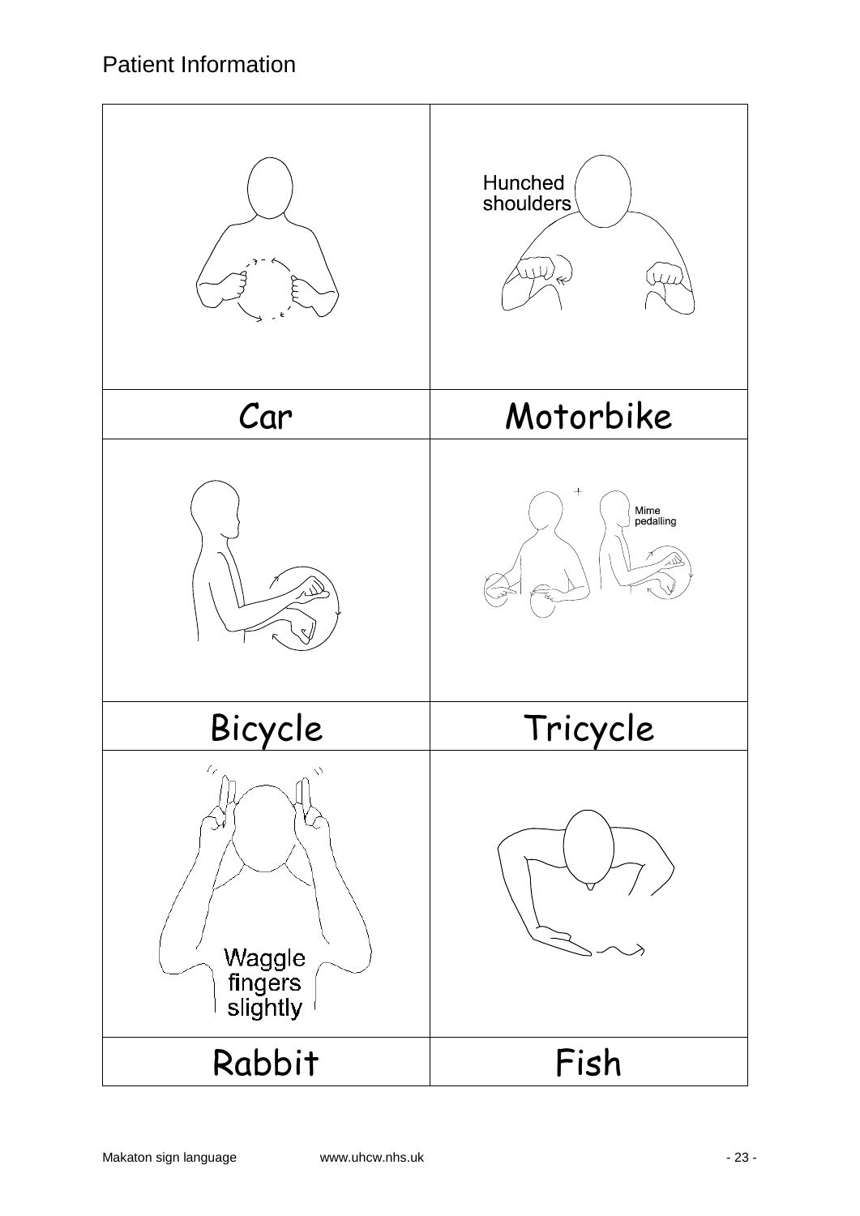| | |
|---|---|
| | Hunched shoulders |
| Car | Motorbike |
| | Mime pedalling |
| Bicycle | Tricycle |
| Waggle fingers slightly | |
| Rabbit | Fish |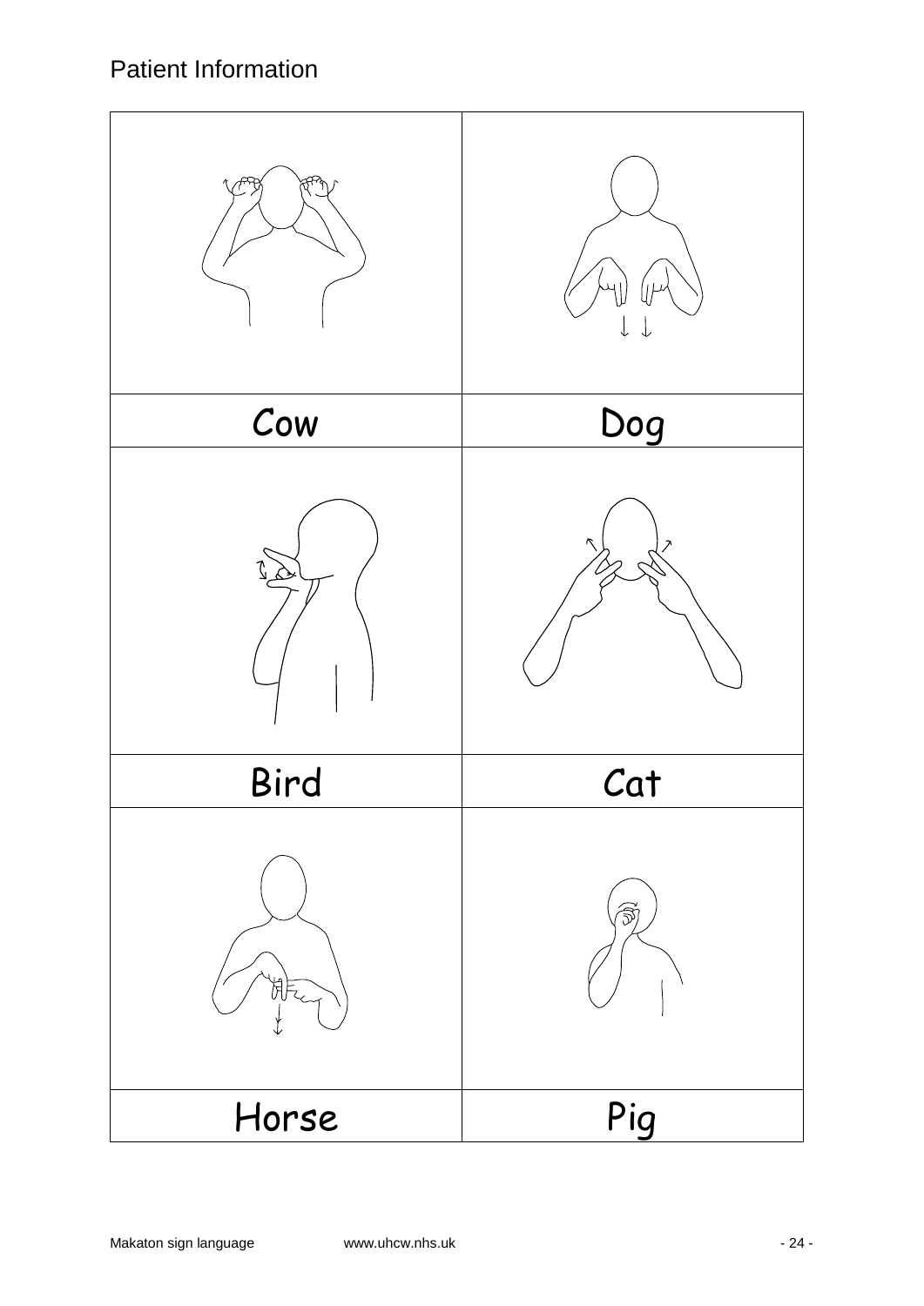| Cow | Dog |
| --- | --- |
| Bird | Cat |
| Horse | Pig |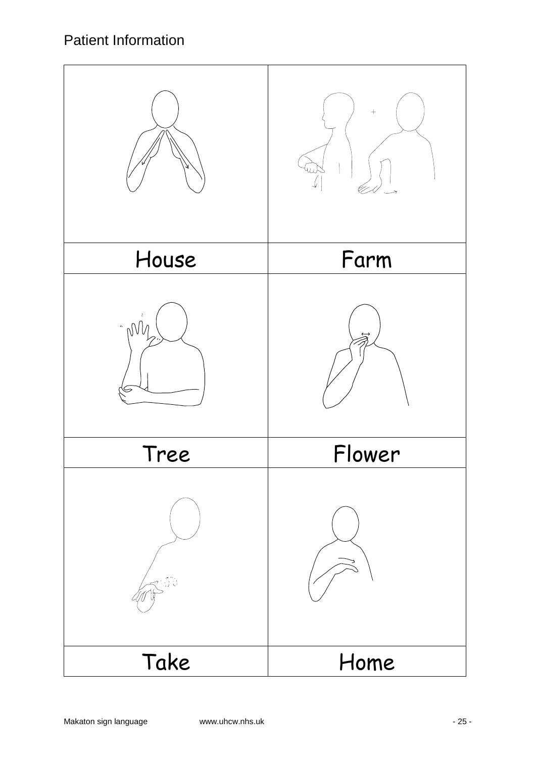| House | Farm |
| --- | --- |
| Tree | Flower |
| Take | Home |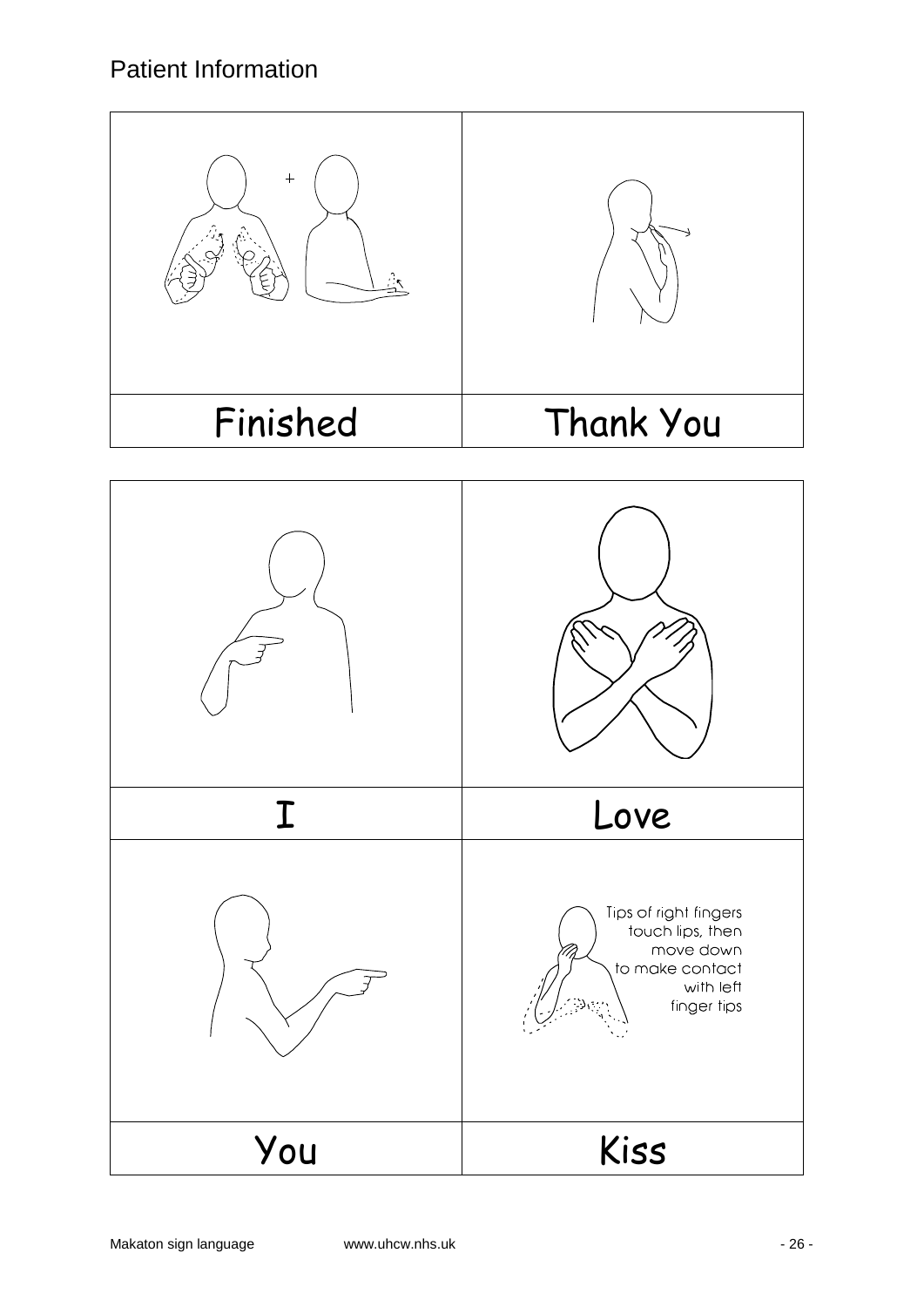| Finished | Thank You |
| --- | --- |

| I | Love |
| --- | --- |
| You | Kiss |

Tips of right fingers touch lips, then move down to make contact with left finger tips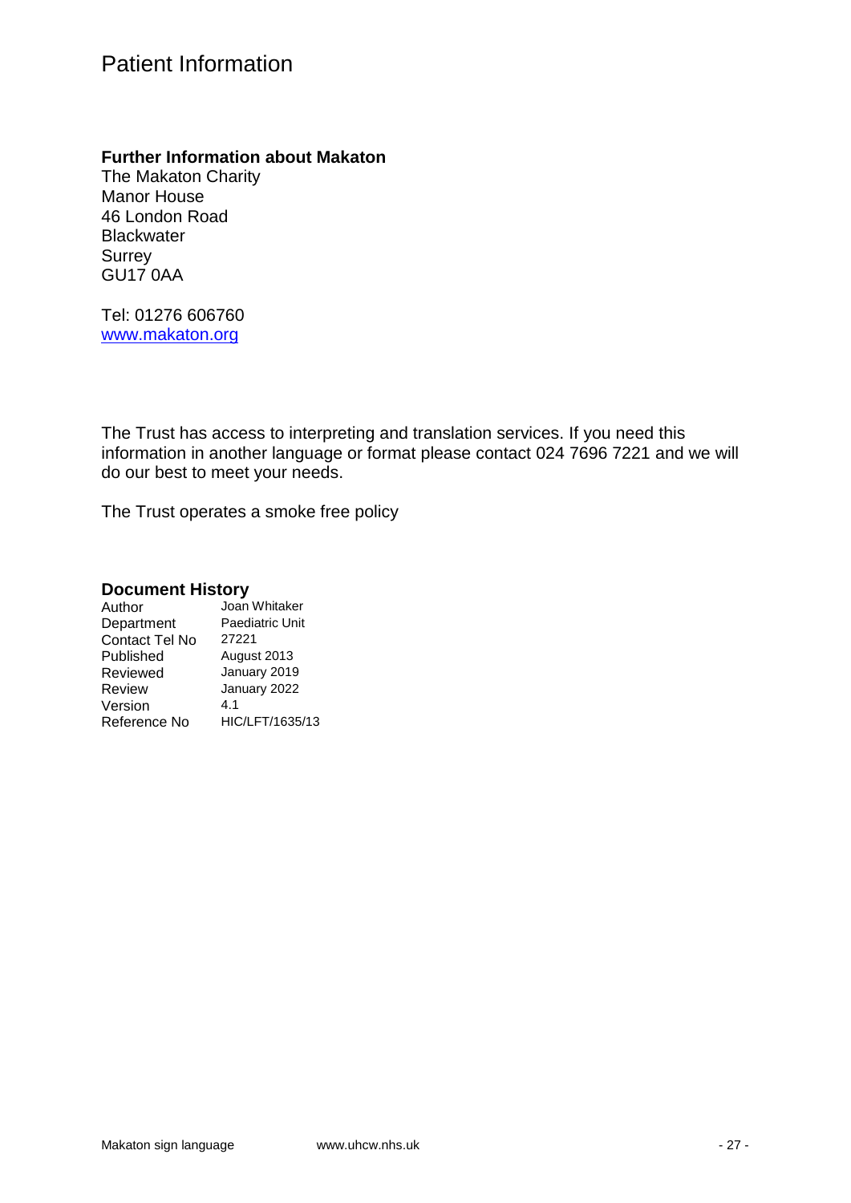# Patient Information

**Further Information about Makaton**

The Makaton Charity
Manor House
46 London Road
Blackwater
Surrey
GU17 0AA

Tel: 01276 606760
www.makaton.org

The Trust has access to interpreting and translation services. If you need this information in another language or format please contact 024 7696 7221 and we will do our best to meet your needs.

The Trust operates a smoke free policy

## Document History

| | |
|---|---|
| Author | Joan Whitaker |
| Department | Paediatric Unit |
| Contact Tel No | 27221 |
| Published | August 2013 |
| Reviewed | January 2019 |
| Review | January 2022 |
| Version | 4.1 |
| Reference No | HIC/LFT/1635/13 |